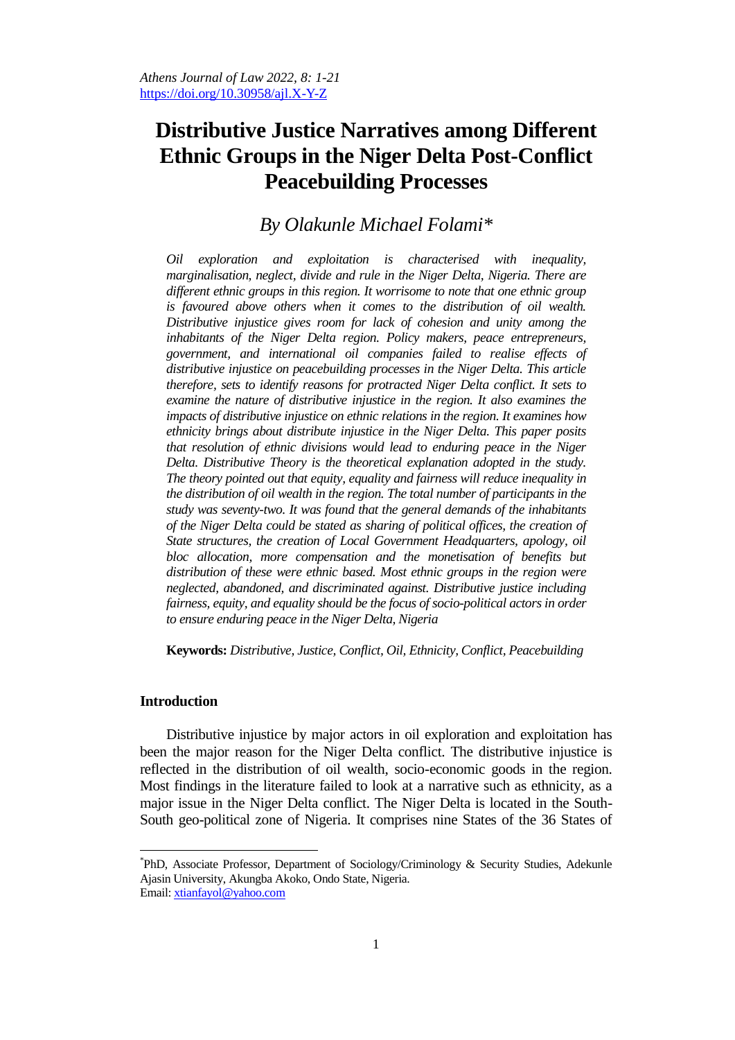# Distributive Justice Narratives among Different Ethnic Groups in the Niger Delta Post-Conflict Peacebuilding Processes

*By Olakunle Michael Folami**

*Oil exploration and exploitation is characterised with inequality, marginalisation, neglect, divide and rule in the Niger Delta, Nigeria. There are different ethnic groups in this region. It worrisome to note that one ethnic group is favoured above others when it comes to the distribution of oil wealth. Distributive injustice gives room for lack of cohesion and unity among the inhabitants of the Niger Delta region. Policy makers, peace entrepreneurs, government, and international oil companies failed to realise effects of distributive injustice on peacebuilding processes in the Niger Delta. This article therefore, sets to identify reasons for protracted Niger Delta conflict. It sets to examine the nature of distributive injustice in the region. It also examines the impacts of distributive injustice on ethnic relations in the region. It examines how ethnicity brings about distribute injustice in the Niger Delta. This paper posits that resolution of ethnic divisions would lead to enduring peace in the Niger Delta. Distributive Theory is the theoretical explanation adopted in the study. The theory pointed out that equity, equality and fairness will reduce inequality in the distribution of oil wealth in the region. The total number of participants in the study was seventy-two. It was found that the general demands of the inhabitants of the Niger Delta could be stated as sharing of political offices, the creation of State structures, the creation of Local Government Headquarters, apology, oil bloc allocation, more compensation and the monetisation of benefits but distribution of these were ethnic based. Most ethnic groups in the region were neglected, abandoned, and discriminated against. Distributive justice including fairness, equity, and equality should be the focus of socio-political actors in order to ensure enduring peace in the Niger Delta, Nigeria*

**Keywords:** *Distributive, Justice, Conflict, Oil, Ethnicity, Conflict, Peacebuilding*

## Introduction

Distributive injustice by major actors in oil exploration and exploitation has been the major reason for the Niger Delta conflict. The distributive injustice is reflected in the distribution of oil wealth, socio-economic goods in the region. Most findings in the literature failed to look at a narrative such as ethnicity, as a major issue in the Niger Delta conflict. The Niger Delta is located in the South-South geo-political zone of Nigeria. It comprises nine States of the 36 States of

---

*PhD, Associate Professor, Department of Sociology/Criminology & Security Studies, Adekunle Ajasin University, Akungba Akoko, Ondo State, Nigeria. Email: xtianfayol@yahoo.com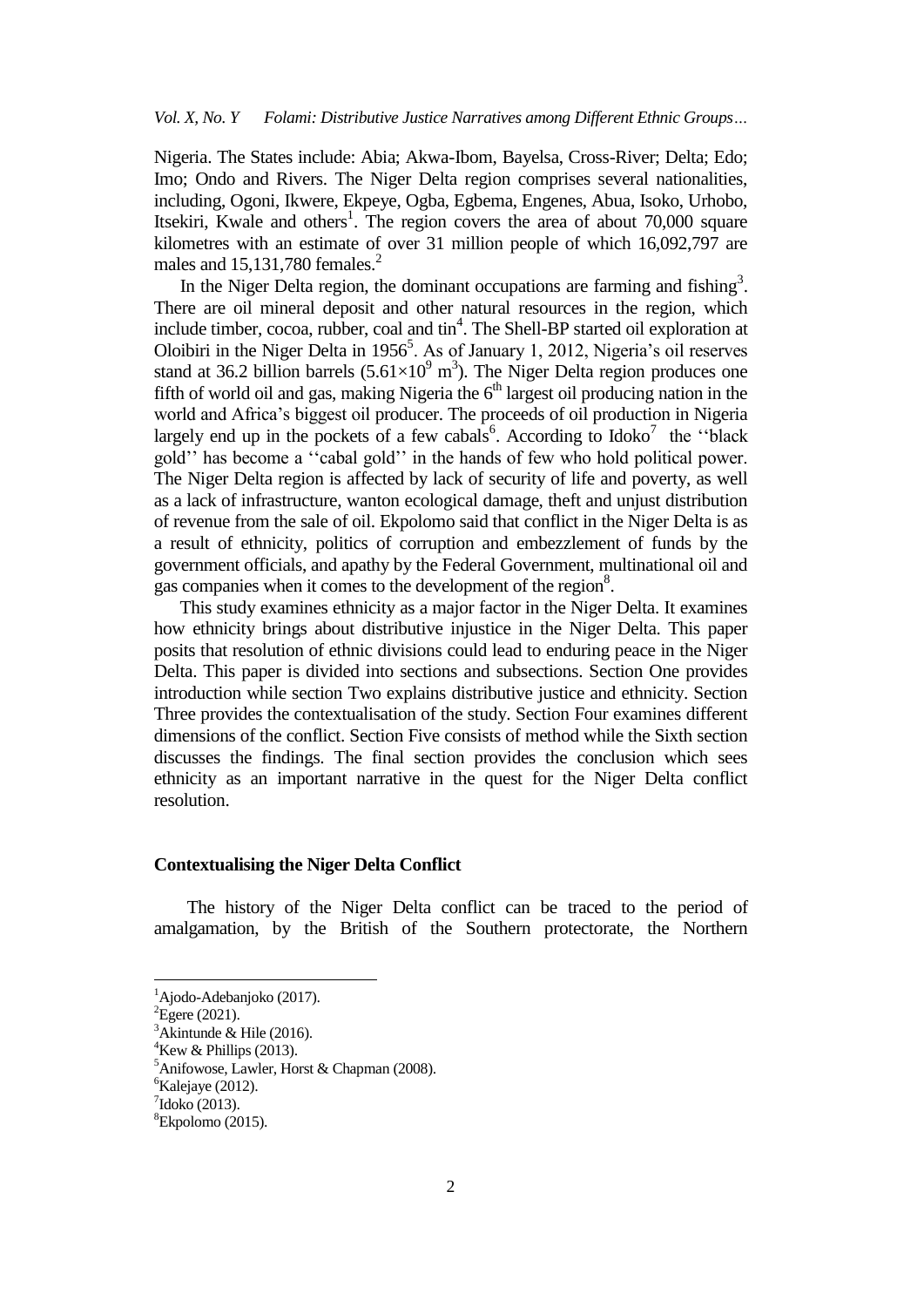Nigeria. The States include: Abia; Akwa-Ibom, Bayelsa, Cross-River; Delta; Edo; Imo; Ondo and Rivers. The Niger Delta region comprises several nationalities, including, Ogoni, Ikwere, Ekpeye, Ogba, Egbema, Engenes, Abua, Isoko, Urhobo, Itsekiri, Kwale and others[1]. The region covers the area of about 70,000 square kilometres with an estimate of over 31 million people of which 16,092,797 are males and 15,131,780 females.[2]

In the Niger Delta region, the dominant occupations are farming and fishing[3]. There are oil mineral deposit and other natural resources in the region, which include timber, cocoa, rubber, coal and tin[4]. The Shell-BP started oil exploration at Oloibiri in the Niger Delta in 1956[5]. As of January 1, 2012, Nigeria's oil reserves stand at 36.2 billion barrels ($5.61\times10^{9}$ $m^3$). The Niger Delta region produces one fifth of world oil and gas, making Nigeria the 6th largest oil producing nation in the world and Africa's biggest oil producer. The proceeds of oil production in Nigeria largely end up in the pockets of a few cabals[6]. According to Idoko[7] the ''black gold'' has become a ''cabal gold'' in the hands of few who hold political power. The Niger Delta region is affected by lack of security of life and poverty, as well as a lack of infrastructure, wanton ecological damage, theft and unjust distribution of revenue from the sale of oil. Ekpolomo said that conflict in the Niger Delta is as a result of ethnicity, politics of corruption and embezzlement of funds by the government officials, and apathy by the Federal Government, multinational oil and gas companies when it comes to the development of the region[8].

This study examines ethnicity as a major factor in the Niger Delta. It examines how ethnicity brings about distributive injustice in the Niger Delta. This paper posits that resolution of ethnic divisions could lead to enduring peace in the Niger Delta. This paper is divided into sections and subsections. Section One provides introduction while section Two explains distributive justice and ethnicity. Section Three provides the contextualisation of the study. Section Four examines different dimensions of the conflict. Section Five consists of method while the Sixth section discusses the findings. The final section provides the conclusion which sees ethnicity as an important narrative in the quest for the Niger Delta conflict resolution.

## Contextualising the Niger Delta Conflict

The history of the Niger Delta conflict can be traced to the period of amalgamation, by the British of the Southern protectorate, the Northern

[1] Ajodo-Adebanjoko (2017).
[2] Egere (2021).
[3] Akintunde & Hile (2016).
[4] Kew & Phillips (2013).
[5] Anifowose, Lawler, Horst & Chapman (2008).
[6] Kalejaye (2012).
[7] Idoko (2013).
[8] Ekpolomo (2015).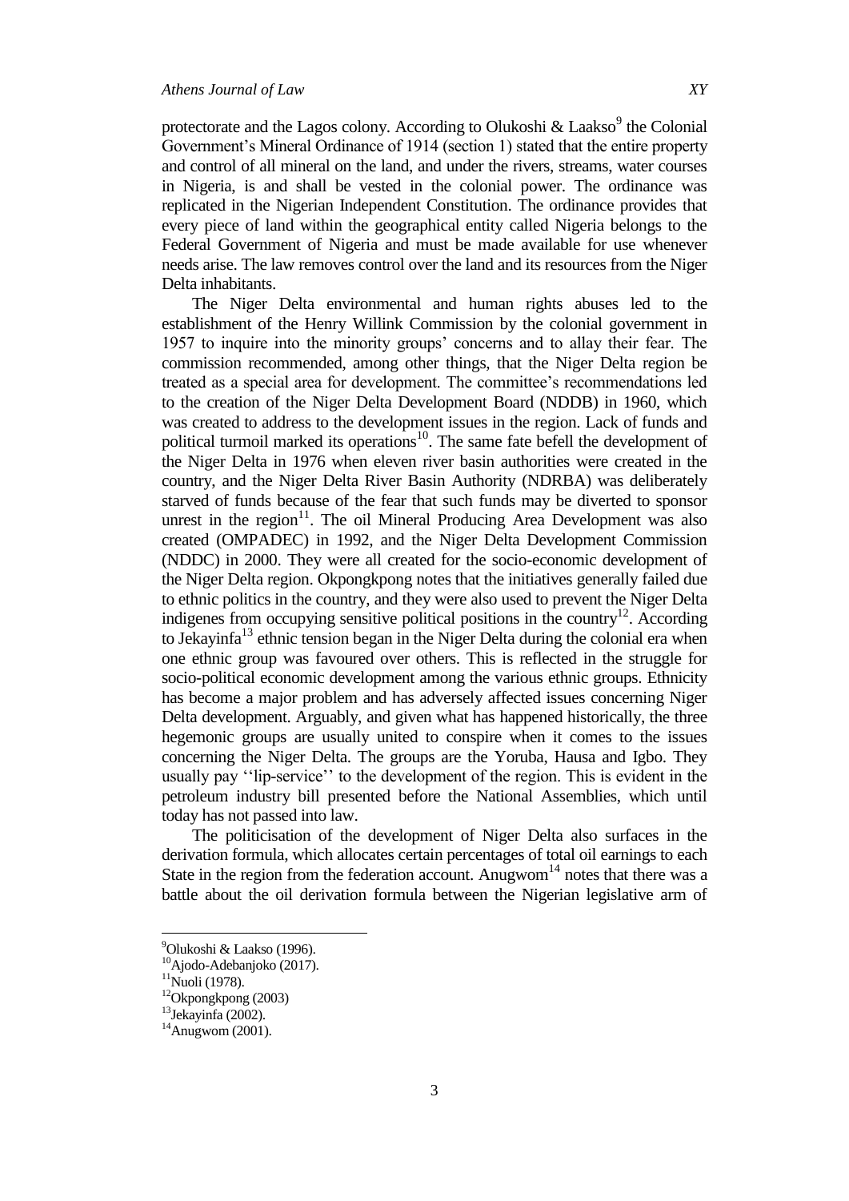protectorate and the Lagos colony. According to Olukoshi & Laakso[9] the Colonial Government's Mineral Ordinance of 1914 (section 1) stated that the entire property and control of all mineral on the land, and under the rivers, streams, water courses in Nigeria, is and shall be vested in the colonial power. The ordinance was replicated in the Nigerian Independent Constitution. The ordinance provides that every piece of land within the geographical entity called Nigeria belongs to the Federal Government of Nigeria and must be made available for use whenever needs arise. The law removes control over the land and its resources from the Niger Delta inhabitants.

The Niger Delta environmental and human rights abuses led to the establishment of the Henry Willink Commission by the colonial government in 1957 to inquire into the minority groups' concerns and to allay their fear. The commission recommended, among other things, that the Niger Delta region be treated as a special area for development. The committee's recommendations led to the creation of the Niger Delta Development Board (NDDB) in 1960, which was created to address to the development issues in the region. Lack of funds and political turmoil marked its operations[10]. The same fate befell the development of the Niger Delta in 1976 when eleven river basin authorities were created in the country, and the Niger Delta River Basin Authority (NDRBA) was deliberately starved of funds because of the fear that such funds may be diverted to sponsor unrest in the region[11]. The oil Mineral Producing Area Development was also created (OMPADEC) in 1992, and the Niger Delta Development Commission (NDDC) in 2000. They were all created for the socio-economic development of the Niger Delta region. Okpongkpong notes that the initiatives generally failed due to ethnic politics in the country, and they were also used to prevent the Niger Delta indigenes from occupying sensitive political positions in the country[12]. According to Jekayinfa[13] ethnic tension began in the Niger Delta during the colonial era when one ethnic group was favoured over others. This is reflected in the struggle for socio-political economic development among the various ethnic groups. Ethnicity has become a major problem and has adversely affected issues concerning Niger Delta development. Arguably, and given what has happened historically, the three hegemonic groups are usually united to conspire when it comes to the issues concerning the Niger Delta. The groups are the Yoruba, Hausa and Igbo. They usually pay ''lip-service'' to the development of the region. This is evident in the petroleum industry bill presented before the National Assemblies, which until today has not passed into law.

The politicisation of the development of Niger Delta also surfaces in the derivation formula, which allocates certain percentages of total oil earnings to each State in the region from the federation account. Anugwom[14] notes that there was a battle about the oil derivation formula between the Nigerian legislative arm of

---

[9] Olukoshi & Laakso (1996).

[10] Ajodo-Adebanjoko (2017).

[11] Nuoli (1978).

[12] Okpongkpong (2003)

[13] Jekayinfa (2002).

[14] Anugwom (2001).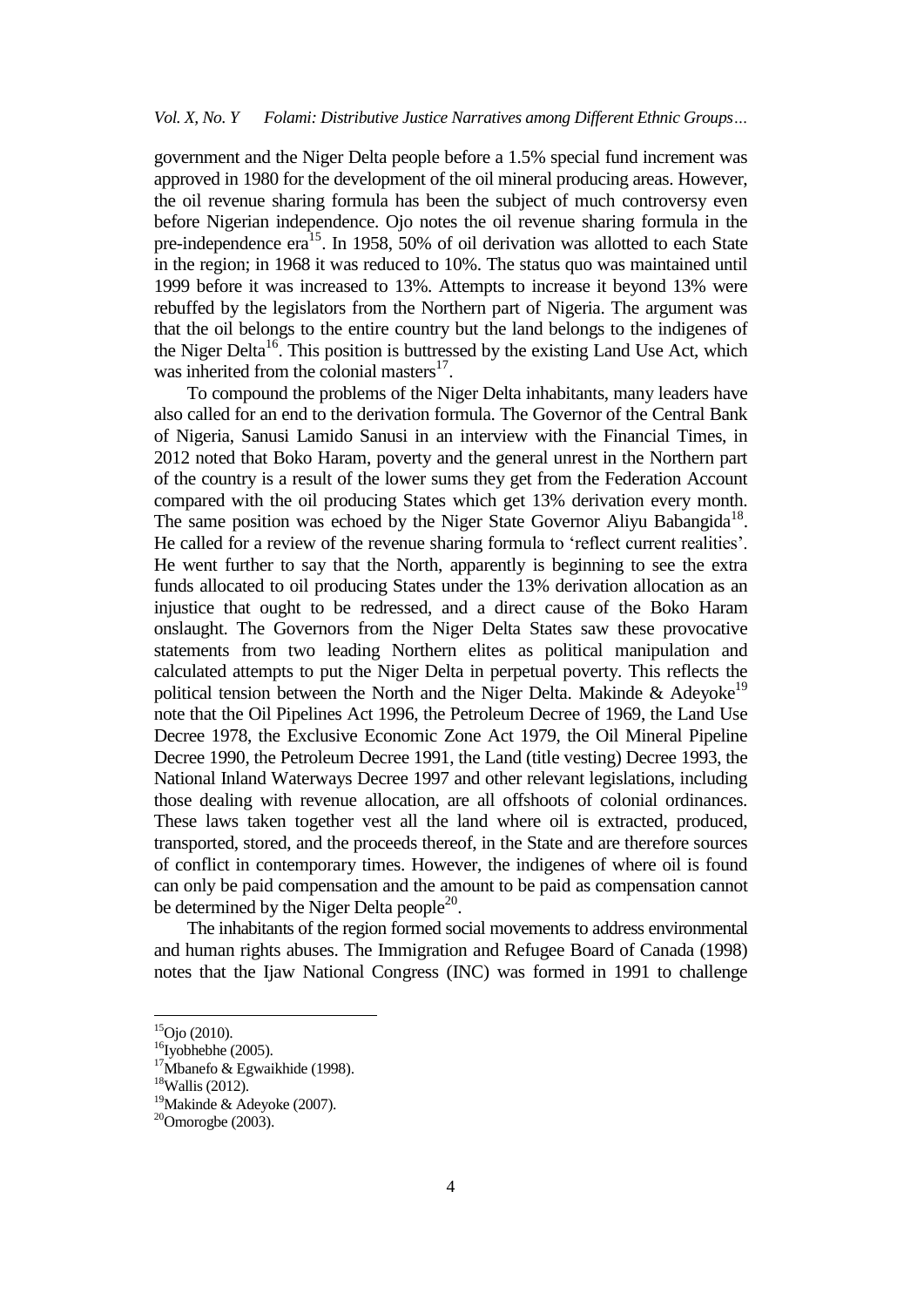government and the Niger Delta people before a 1.5% special fund increment was approved in 1980 for the development of the oil mineral producing areas. However, the oil revenue sharing formula has been the subject of much controversy even before Nigerian independence. Ojo notes the oil revenue sharing formula in the pre-independence era[15]. In 1958, 50% of oil derivation was allotted to each State in the region; in 1968 it was reduced to 10%. The status quo was maintained until 1999 before it was increased to 13%. Attempts to increase it beyond 13% were rebuffed by the legislators from the Northern part of Nigeria. The argument was that the oil belongs to the entire country but the land belongs to the indigenes of the Niger Delta[16]. This position is buttressed by the existing Land Use Act, which was inherited from the colonial masters[17].

To compound the problems of the Niger Delta inhabitants, many leaders have also called for an end to the derivation formula. The Governor of the Central Bank of Nigeria, Sanusi Lamido Sanusi in an interview with the Financial Times, in 2012 noted that Boko Haram, poverty and the general unrest in the Northern part of the country is a result of the lower sums they get from the Federation Account compared with the oil producing States which get 13% derivation every month. The same position was echoed by the Niger State Governor Aliyu Babangida[18]. He called for a review of the revenue sharing formula to 'reflect current realities'. He went further to say that the North, apparently is beginning to see the extra funds allocated to oil producing States under the 13% derivation allocation as an injustice that ought to be redressed, and a direct cause of the Boko Haram onslaught. The Governors from the Niger Delta States saw these provocative statements from two leading Northern elites as political manipulation and calculated attempts to put the Niger Delta in perpetual poverty. This reflects the political tension between the North and the Niger Delta. Makinde & Adeyoke[19] note that the Oil Pipelines Act 1996, the Petroleum Decree of 1969, the Land Use Decree 1978, the Exclusive Economic Zone Act 1979, the Oil Mineral Pipeline Decree 1990, the Petroleum Decree 1991, the Land (title vesting) Decree 1993, the National Inland Waterways Decree 1997 and other relevant legislations, including those dealing with revenue allocation, are all offshoots of colonial ordinances. These laws taken together vest all the land where oil is extracted, produced, transported, stored, and the proceeds thereof, in the State and are therefore sources of conflict in contemporary times. However, the indigenes of where oil is found can only be paid compensation and the amount to be paid as compensation cannot be determined by the Niger Delta people[20].

The inhabitants of the region formed social movements to address environmental and human rights abuses. The Immigration and Refugee Board of Canada (1998) notes that the Ijaw National Congress (INC) was formed in 1991 to challenge

---

[15] Ojo (2010).

[16] Iyobhebhe (2005).

[17] Mbanefo & Egwaikhide (1998).

[18] Wallis (2012).

[19] Makinde & Adeyoke (2007).

[20] Omorogbe (2003).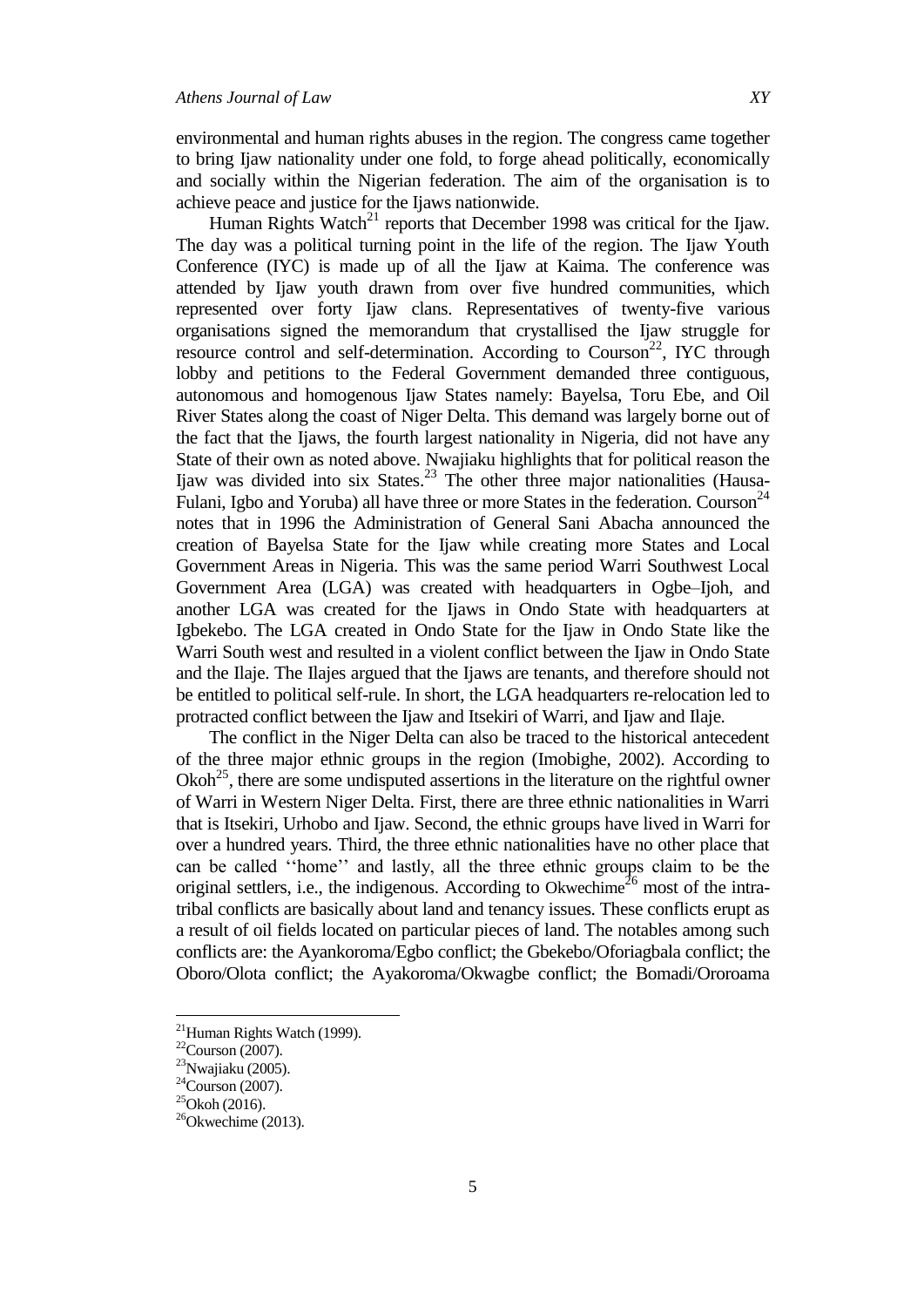environmental and human rights abuses in the region. The congress came together to bring Ijaw nationality under one fold, to forge ahead politically, economically and socially within the Nigerian federation. The aim of the organisation is to achieve peace and justice for the Ijaws nationwide.

Human Rights Watch[21] reports that December 1998 was critical for the Ijaw. The day was a political turning point in the life of the region. The Ijaw Youth Conference (IYC) is made up of all the Ijaw at Kaima. The conference was attended by Ijaw youth drawn from over five hundred communities, which represented over forty Ijaw clans. Representatives of twenty-five various organisations signed the memorandum that crystallised the Ijaw struggle for resource control and self-determination. According to Courson[22], IYC through lobby and petitions to the Federal Government demanded three contiguous, autonomous and homogenous Ijaw States namely: Bayelsa, Toru Ebe, and Oil River States along the coast of Niger Delta. This demand was largely borne out of the fact that the Ijaws, the fourth largest nationality in Nigeria, did not have any State of their own as noted above. Nwajiaku highlights that for political reason the Ijaw was divided into six States.[23] The other three major nationalities (Hausa-Fulani, Igbo and Yoruba) all have three or more States in the federation. Courson[24] notes that in 1996 the Administration of General Sani Abacha announced the creation of Bayelsa State for the Ijaw while creating more States and Local Government Areas in Nigeria. This was the same period Warri Southwest Local Government Area (LGA) was created with headquarters in Ogbe–Ijoh, and another LGA was created for the Ijaws in Ondo State with headquarters at Igbekebo. The LGA created in Ondo State for the Ijaw in Ondo State like the Warri South west and resulted in a violent conflict between the Ijaw in Ondo State and the Ilaje. The Ilajes argued that the Ijaws are tenants, and therefore should not be entitled to political self-rule. In short, the LGA headquarters re-relocation led to protracted conflict between the Ijaw and Itsekiri of Warri, and Ijaw and Ilaje.

The conflict in the Niger Delta can also be traced to the historical antecedent of the three major ethnic groups in the region (Imobighe, 2002). According to Okoh[25], there are some undisputed assertions in the literature on the rightful owner of Warri in Western Niger Delta. First, there are three ethnic nationalities in Warri that is Itsekiri, Urhobo and Ijaw. Second, the ethnic groups have lived in Warri for over a hundred years. Third, the three ethnic nationalities have no other place that can be called ''home'' and lastly, all the three ethnic groups claim to be the original settlers, i.e., the indigenous. According to Okwechime[26] most of the intra-tribal conflicts are basically about land and tenancy issues. These conflicts erupt as a result of oil fields located on particular pieces of land. The notables among such conflicts are: the Ayankoroma/Egbo conflict; the Gbekebo/Oforiagbala conflict; the Oboro/Olota conflict; the Ayakoroma/Okwagbe conflict; the Bomadi/Ororoama

---

[21] Human Rights Watch (1999).

[22] Courson (2007).

[23] Nwajiaku (2005).

[24] Courson (2007).

[25] Okoh (2016).

[26] Okwechime (2013).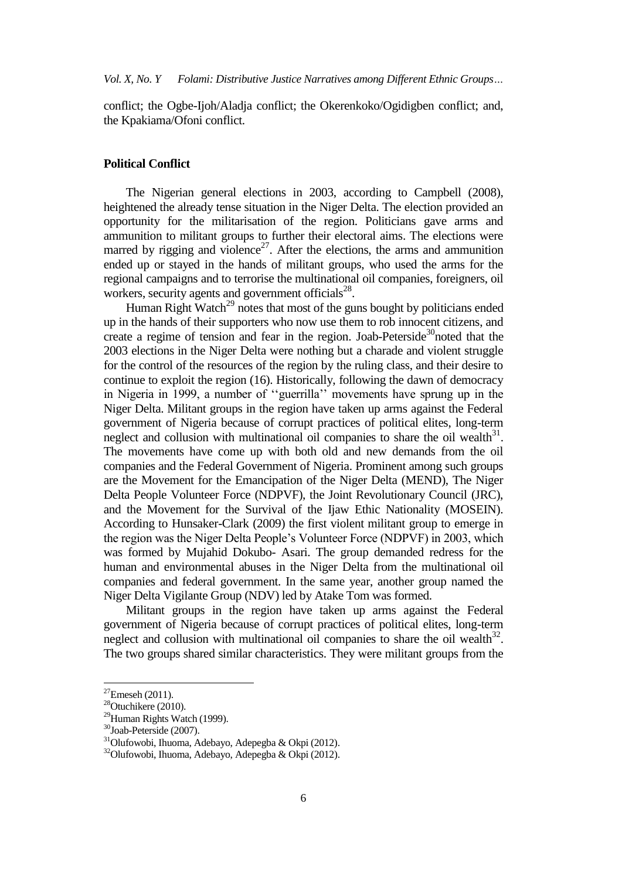conflict; the Ogbe-Ijoh/Aladja conflict; the Okerenkoko/Ogidigben conflict; and, the Kpakiama/Ofoni conflict.

### Political Conflict

The Nigerian general elections in 2003, according to Campbell (2008), heightened the already tense situation in the Niger Delta. The election provided an opportunity for the militarisation of the region. Politicians gave arms and ammunition to militant groups to further their electoral aims. The elections were marred by rigging and violence[27]. After the elections, the arms and ammunition ended up or stayed in the hands of militant groups, who used the arms for the regional campaigns and to terrorise the multinational oil companies, foreigners, oil workers, security agents and government officials[28].

Human Right Watch[29] notes that most of the guns bought by politicians ended up in the hands of their supporters who now use them to rob innocent citizens, and create a regime of tension and fear in the region. Joab-Peterside[30]noted that the 2003 elections in the Niger Delta were nothing but a charade and violent struggle for the control of the resources of the region by the ruling class, and their desire to continue to exploit the region (16). Historically, following the dawn of democracy in Nigeria in 1999, a number of ''guerrilla'' movements have sprung up in the Niger Delta. Militant groups in the region have taken up arms against the Federal government of Nigeria because of corrupt practices of political elites, long-term neglect and collusion with multinational oil companies to share the oil wealth[31]. The movements have come up with both old and new demands from the oil companies and the Federal Government of Nigeria. Prominent among such groups are the Movement for the Emancipation of the Niger Delta (MEND), The Niger Delta People Volunteer Force (NDPVF), the Joint Revolutionary Council (JRC), and the Movement for the Survival of the Ijaw Ethic Nationality (MOSEIN). According to Hunsaker-Clark (2009) the first violent militant group to emerge in the region was the Niger Delta People's Volunteer Force (NDPVF) in 2003, which was formed by Mujahid Dokubo- Asari. The group demanded redress for the human and environmental abuses in the Niger Delta from the multinational oil companies and federal government. In the same year, another group named the Niger Delta Vigilante Group (NDV) led by Atake Tom was formed.

Militant groups in the region have taken up arms against the Federal government of Nigeria because of corrupt practices of political elites, long-term neglect and collusion with multinational oil companies to share the oil wealth[32]. The two groups shared similar characteristics. They were militant groups from the

---

[27]Emeseh (2011).

[28]Otuchikere (2010).

[29]Human Rights Watch (1999).

[30]Joab-Peterside (2007).

[31]Olufowobi, Ihuoma, Adebayo, Adepegba & Okpi (2012).

[32]Olufowobi, Ihuoma, Adebayo, Adepegba & Okpi (2012).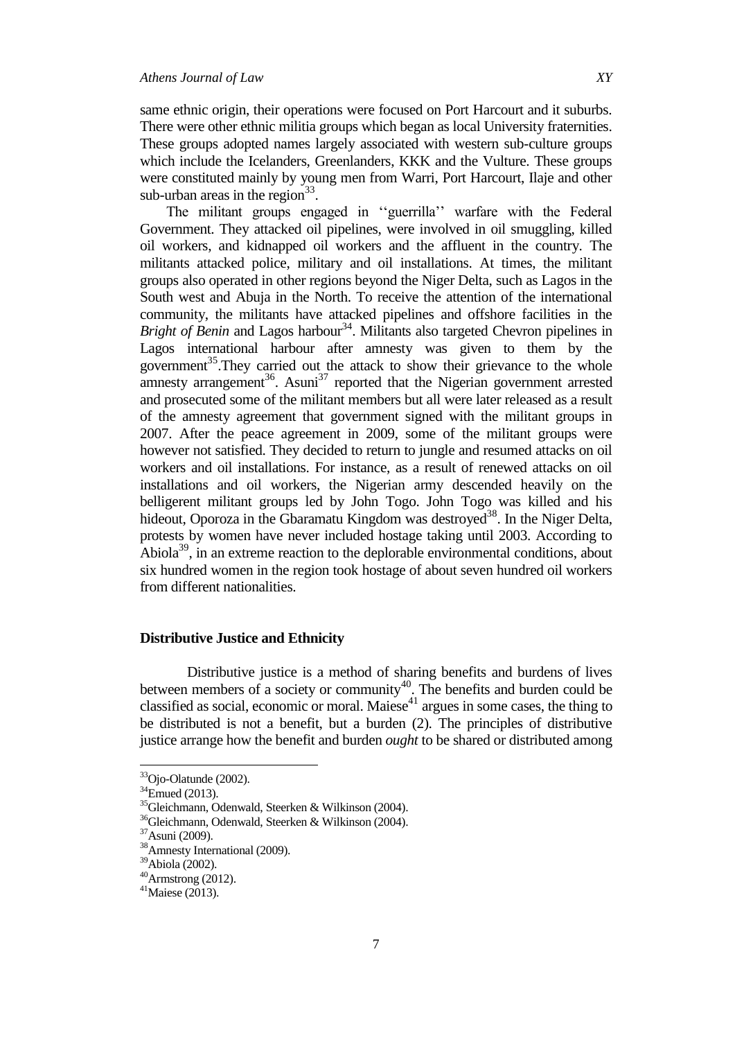same ethnic origin, their operations were focused on Port Harcourt and it suburbs. There were other ethnic militia groups which began as local University fraternities. These groups adopted names largely associated with western sub-culture groups which include the Icelanders, Greenlanders, KKK and the Vulture. These groups were constituted mainly by young men from Warri, Port Harcourt, Ilaje and other sub-urban areas in the region[33].

The militant groups engaged in ''guerrilla'' warfare with the Federal Government. They attacked oil pipelines, were involved in oil smuggling, killed oil workers, and kidnapped oil workers and the affluent in the country. The militants attacked police, military and oil installations. At times, the militant groups also operated in other regions beyond the Niger Delta, such as Lagos in the South west and Abuja in the North. To receive the attention of the international community, the militants have attacked pipelines and offshore facilities in the *Bright of Benin* and Lagos harbour[34]. Militants also targeted Chevron pipelines in Lagos international harbour after amnesty was given to them by the government[35].They carried out the attack to show their grievance to the whole amnesty arrangement[36]. Asuni[37] reported that the Nigerian government arrested and prosecuted some of the militant members but all were later released as a result of the amnesty agreement that government signed with the militant groups in 2007. After the peace agreement in 2009, some of the militant groups were however not satisfied. They decided to return to jungle and resumed attacks on oil workers and oil installations. For instance, as a result of renewed attacks on oil installations and oil workers, the Nigerian army descended heavily on the belligerent militant groups led by John Togo. John Togo was killed and his hideout, Oporoza in the Gbaramatu Kingdom was destroyed[38]. In the Niger Delta, protests by women have never included hostage taking until 2003. According to Abiola[39], in an extreme reaction to the deplorable environmental conditions, about six hundred women in the region took hostage of about seven hundred oil workers from different nationalities.

## Distributive Justice and Ethnicity

Distributive justice is a method of sharing benefits and burdens of lives between members of a society or community[40]. The benefits and burden could be classified as social, economic or moral. Maiese[41] argues in some cases, the thing to be distributed is not a benefit, but a burden (2). The principles of distributive justice arrange how the benefit and burden *ought* to be shared or distributed among

---

[33] Ojo-Olatunde (2002).
[34] Emued (2013).
[35] Gleichmann, Odenwald, Steerken & Wilkinson (2004).
[36] Gleichmann, Odenwald, Steerken & Wilkinson (2004).
[37] Asuni (2009).
[38] Amnesty International (2009).
[39] Abiola (2002).
[40] Armstrong (2012).
[41] Maiese (2013).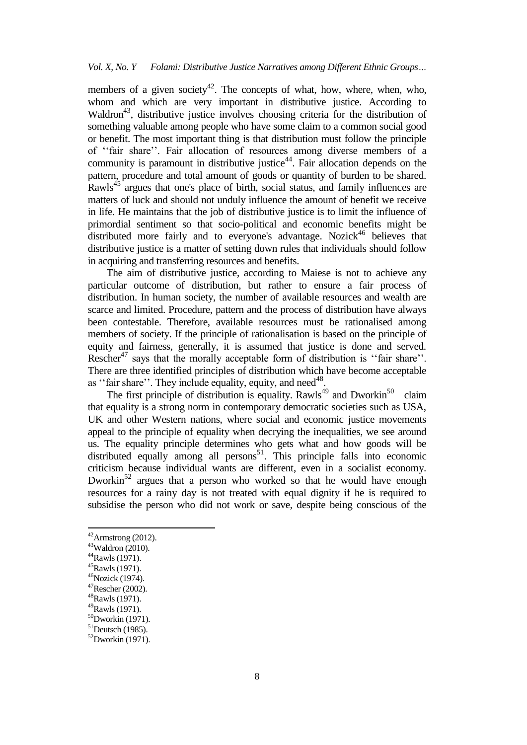members of a given society[42]. The concepts of what, how, where, when, who, whom and which are very important in distributive justice. According to Waldron[43], distributive justice involves choosing criteria for the distribution of something valuable among people who have some claim to a common social good or benefit. The most important thing is that distribution must follow the principle of ''fair share''. Fair allocation of resources among diverse members of a community is paramount in distributive justice[44]. Fair allocation depends on the pattern, procedure and total amount of goods or quantity of burden to be shared. Rawls[45] argues that one's place of birth, social status, and family influences are matters of luck and should not unduly influence the amount of benefit we receive in life. He maintains that the job of distributive justice is to limit the influence of primordial sentiment so that socio-political and economic benefits might be distributed more fairly and to everyone's advantage. Nozick[46] believes that distributive justice is a matter of setting down rules that individuals should follow in acquiring and transferring resources and benefits.

The aim of distributive justice, according to Maiese is not to achieve any particular outcome of distribution, but rather to ensure a fair process of distribution. In human society, the number of available resources and wealth are scarce and limited. Procedure, pattern and the process of distribution have always been contestable. Therefore, available resources must be rationalised among members of society. If the principle of rationalisation is based on the principle of equity and fairness, generally, it is assumed that justice is done and served. Rescher[47] says that the morally acceptable form of distribution is ''fair share''. There are three identified principles of distribution which have become acceptable as ''fair share''. They include equality, equity, and need[48].

The first principle of distribution is equality. Rawls[49] and Dworkin[50] claim that equality is a strong norm in contemporary democratic societies such as USA, UK and other Western nations, where social and economic justice movements appeal to the principle of equality when decrying the inequalities, we see around us. The equality principle determines who gets what and how goods will be distributed equally among all persons[51]. This principle falls into economic criticism because individual wants are different, even in a socialist economy. Dworkin[52] argues that a person who worked so that he would have enough resources for a rainy day is not treated with equal dignity if he is required to subsidise the person who did not work or save, despite being conscious of the

---

[42] Armstrong (2012).
[43] Waldron (2010).
[44] Rawls (1971).
[45] Rawls (1971).
[46] Nozick (1974).
[47] Rescher (2002).
[48] Rawls (1971).
[49] Rawls (1971).
[50] Dworkin (1971).
[51] Deutsch (1985).
[52] Dworkin (1971).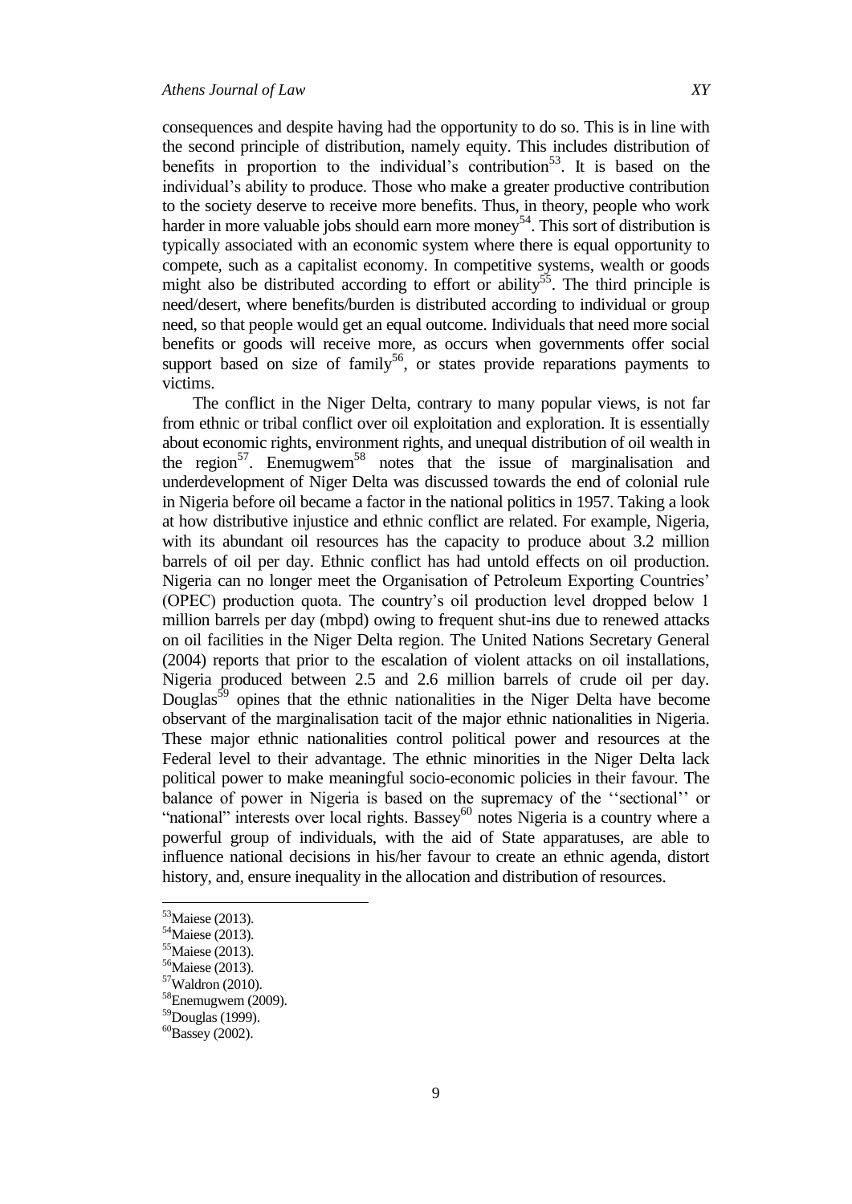consequences and despite having had the opportunity to do so. This is in line with the second principle of distribution, namely equity. This includes distribution of benefits in proportion to the individual's contribution[53]. It is based on the individual's ability to produce. Those who make a greater productive contribution to the society deserve to receive more benefits. Thus, in theory, people who work harder in more valuable jobs should earn more money[54]. This sort of distribution is typically associated with an economic system where there is equal opportunity to compete, such as a capitalist economy. In competitive systems, wealth or goods might also be distributed according to effort or ability[55]. The third principle is need/desert, where benefits/burden is distributed according to individual or group need, so that people would get an equal outcome. Individuals that need more social benefits or goods will receive more, as occurs when governments offer social support based on size of family[56], or states provide reparations payments to victims.

The conflict in the Niger Delta, contrary to many popular views, is not far from ethnic or tribal conflict over oil exploitation and exploration. It is essentially about economic rights, environment rights, and unequal distribution of oil wealth in the region[57]. Enemugwem[58] notes that the issue of marginalisation and underdevelopment of Niger Delta was discussed towards the end of colonial rule in Nigeria before oil became a factor in the national politics in 1957. Taking a look at how distributive injustice and ethnic conflict are related. For example, Nigeria, with its abundant oil resources has the capacity to produce about 3.2 million barrels of oil per day. Ethnic conflict has had untold effects on oil production. Nigeria can no longer meet the Organisation of Petroleum Exporting Countries' (OPEC) production quota. The country's oil production level dropped below 1 million barrels per day (mbpd) owing to frequent shut-ins due to renewed attacks on oil facilities in the Niger Delta region. The United Nations Secretary General (2004) reports that prior to the escalation of violent attacks on oil installations, Nigeria produced between 2.5 and 2.6 million barrels of crude oil per day. Douglas[59] opines that the ethnic nationalities in the Niger Delta have become observant of the marginalisation tacit of the major ethnic nationalities in Nigeria. These major ethnic nationalities control political power and resources at the Federal level to their advantage. The ethnic minorities in the Niger Delta lack political power to make meaningful socio-economic policies in their favour. The balance of power in Nigeria is based on the supremacy of the ''sectional'' or "national" interests over local rights. Bassey[60] notes Nigeria is a country where a powerful group of individuals, with the aid of State apparatuses, are able to influence national decisions in his/her favour to create an ethnic agenda, distort history, and, ensure inequality in the allocation and distribution of resources.

---

[53] Maiese (2013).
[54] Maiese (2013).
[55] Maiese (2013).
[56] Maiese (2013).
[57] Waldron (2010).
[58] Enemugwem (2009).
[59] Douglas (1999).
[60] Bassey (2002).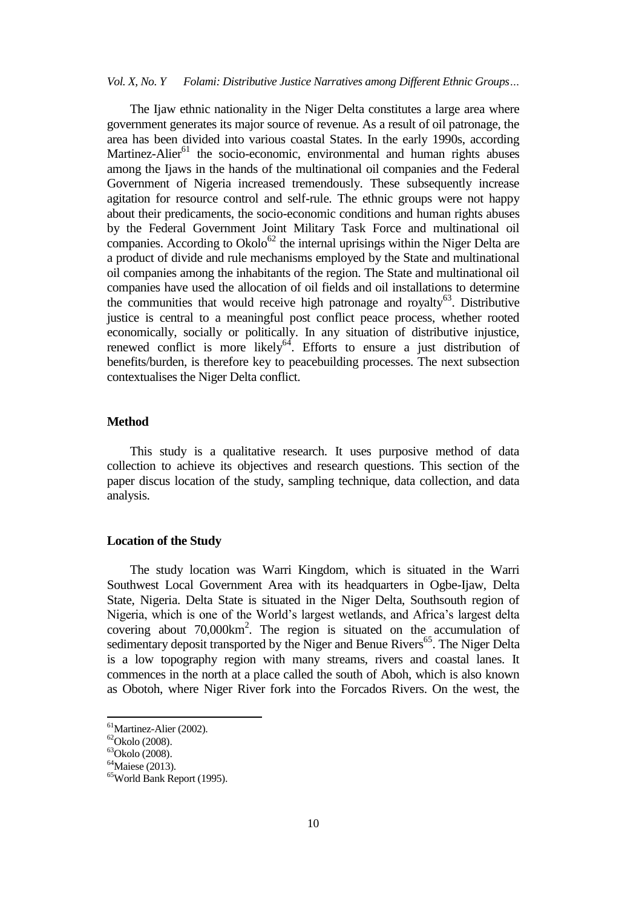The Ijaw ethnic nationality in the Niger Delta constitutes a large area where government generates its major source of revenue. As a result of oil patronage, the area has been divided into various coastal States. In the early 1990s, according Martinez-Alier[61] the socio-economic, environmental and human rights abuses among the Ijaws in the hands of the multinational oil companies and the Federal Government of Nigeria increased tremendously. These subsequently increase agitation for resource control and self-rule. The ethnic groups were not happy about their predicaments, the socio-economic conditions and human rights abuses by the Federal Government Joint Military Task Force and multinational oil companies. According to Okolo[62] the internal uprisings within the Niger Delta are a product of divide and rule mechanisms employed by the State and multinational oil companies among the inhabitants of the region. The State and multinational oil companies have used the allocation of oil fields and oil installations to determine the communities that would receive high patronage and royalty[63]. Distributive justice is central to a meaningful post conflict peace process, whether rooted economically, socially or politically. In any situation of distributive injustice, renewed conflict is more likely[64]. Efforts to ensure a just distribution of benefits/burden, is therefore key to peacebuilding processes. The next subsection contextualises the Niger Delta conflict.

## Method

This study is a qualitative research. It uses purposive method of data collection to achieve its objectives and research questions. This section of the paper discus location of the study, sampling technique, data collection, and data analysis.

### Location of the Study

The study location was Warri Kingdom, which is situated in the Warri Southwest Local Government Area with its headquarters in Ogbe-Ijaw, Delta State, Nigeria. Delta State is situated in the Niger Delta, Southsouth region of Nigeria, which is one of the World's largest wetlands, and Africa's largest delta covering about 70,000km$^2$. The region is situated on the accumulation of sedimentary deposit transported by the Niger and Benue Rivers[65]. The Niger Delta is a low topography region with many streams, rivers and coastal lanes. It commences in the north at a place called the south of Aboh, which is also known as Obotoh, where Niger River fork into the Forcados Rivers. On the west, the

---

[61] Martinez-Alier (2002).
[62] Okolo (2008).
[63] Okolo (2008).
[64] Maiese (2013).
[65] World Bank Report (1995).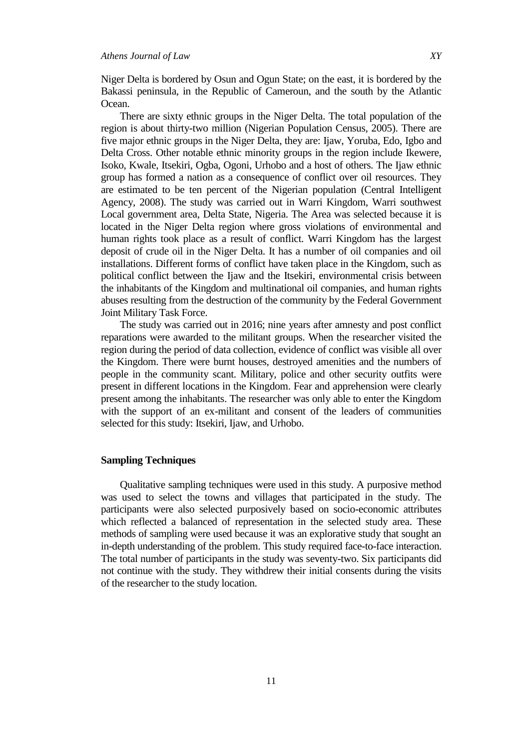Niger Delta is bordered by Osun and Ogun State; on the east, it is bordered by the Bakassi peninsula, in the Republic of Cameroun, and the south by the Atlantic Ocean.

There are sixty ethnic groups in the Niger Delta. The total population of the region is about thirty-two million (Nigerian Population Census, 2005). There are five major ethnic groups in the Niger Delta, they are: Ijaw, Yoruba, Edo, Igbo and Delta Cross. Other notable ethnic minority groups in the region include Ikewere, Isoko, Kwale, Itsekiri, Ogba, Ogoni, Urhobo and a host of others. The Ijaw ethnic group has formed a nation as a consequence of conflict over oil resources. They are estimated to be ten percent of the Nigerian population (Central Intelligent Agency, 2008). The study was carried out in Warri Kingdom, Warri southwest Local government area, Delta State, Nigeria. The Area was selected because it is located in the Niger Delta region where gross violations of environmental and human rights took place as a result of conflict. Warri Kingdom has the largest deposit of crude oil in the Niger Delta. It has a number of oil companies and oil installations. Different forms of conflict have taken place in the Kingdom, such as political conflict between the Ijaw and the Itsekiri, environmental crisis between the inhabitants of the Kingdom and multinational oil companies, and human rights abuses resulting from the destruction of the community by the Federal Government Joint Military Task Force.

The study was carried out in 2016; nine years after amnesty and post conflict reparations were awarded to the militant groups. When the researcher visited the region during the period of data collection, evidence of conflict was visible all over the Kingdom. There were burnt houses, destroyed amenities and the numbers of people in the community scant. Military, police and other security outfits were present in different locations in the Kingdom. Fear and apprehension were clearly present among the inhabitants. The researcher was only able to enter the Kingdom with the support of an ex-militant and consent of the leaders of communities selected for this study: Itsekiri, Ijaw, and Urhobo.

### Sampling Techniques

Qualitative sampling techniques were used in this study. A purposive method was used to select the towns and villages that participated in the study. The participants were also selected purposively based on socio-economic attributes which reflected a balanced of representation in the selected study area. These methods of sampling were used because it was an explorative study that sought an in-depth understanding of the problem. This study required face-to-face interaction. The total number of participants in the study was seventy-two. Six participants did not continue with the study. They withdrew their initial consents during the visits of the researcher to the study location.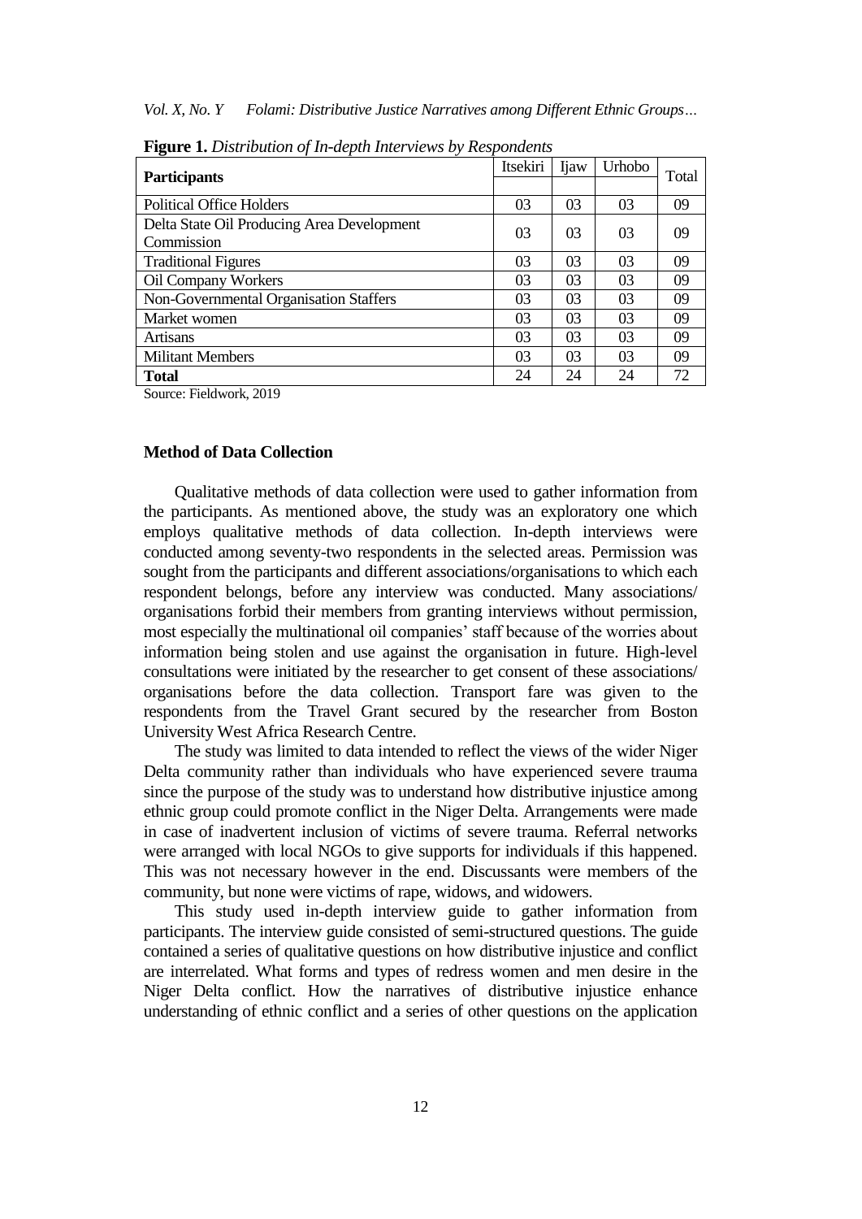**Figure 1.** *Distribution of In-depth Interviews by Respondents*

| Participants | Itsekiri | Ijaw | Urhobo | Total |
|---|---|---|---|---|
| Political Office Holders | 03 | 03 | 03 | 09 |
| Delta State Oil Producing Area Development Commission | 03 | 03 | 03 | 09 |
| Traditional Figures | 03 | 03 | 03 | 09 |
| Oil Company Workers | 03 | 03 | 03 | 09 |
| Non-Governmental Organisation Staffers | 03 | 03 | 03 | 09 |
| Market women | 03 | 03 | 03 | 09 |
| Artisans | 03 | 03 | 03 | 09 |
| Militant Members | 03 | 03 | 03 | 09 |
| **Total** | 24 | 24 | 24 | 72 |

Source: Fieldwork, 2019

### Method of Data Collection

Qualitative methods of data collection were used to gather information from the participants. As mentioned above, the study was an exploratory one which employs qualitative methods of data collection. In-depth interviews were conducted among seventy-two respondents in the selected areas. Permission was sought from the participants and different associations/organisations to which each respondent belongs, before any interview was conducted. Many associations/ organisations forbid their members from granting interviews without permission, most especially the multinational oil companies' staff because of the worries about information being stolen and use against the organisation in future. High-level consultations were initiated by the researcher to get consent of these associations/ organisations before the data collection. Transport fare was given to the respondents from the Travel Grant secured by the researcher from Boston University West Africa Research Centre.

The study was limited to data intended to reflect the views of the wider Niger Delta community rather than individuals who have experienced severe trauma since the purpose of the study was to understand how distributive injustice among ethnic group could promote conflict in the Niger Delta. Arrangements were made in case of inadvertent inclusion of victims of severe trauma. Referral networks were arranged with local NGOs to give supports for individuals if this happened. This was not necessary however in the end. Discussants were members of the community, but none were victims of rape, widows, and widowers.

This study used in-depth interview guide to gather information from participants. The interview guide consisted of semi-structured questions. The guide contained a series of qualitative questions on how distributive injustice and conflict are interrelated. What forms and types of redress women and men desire in the Niger Delta conflict. How the narratives of distributive injustice enhance understanding of ethnic conflict and a series of other questions on the application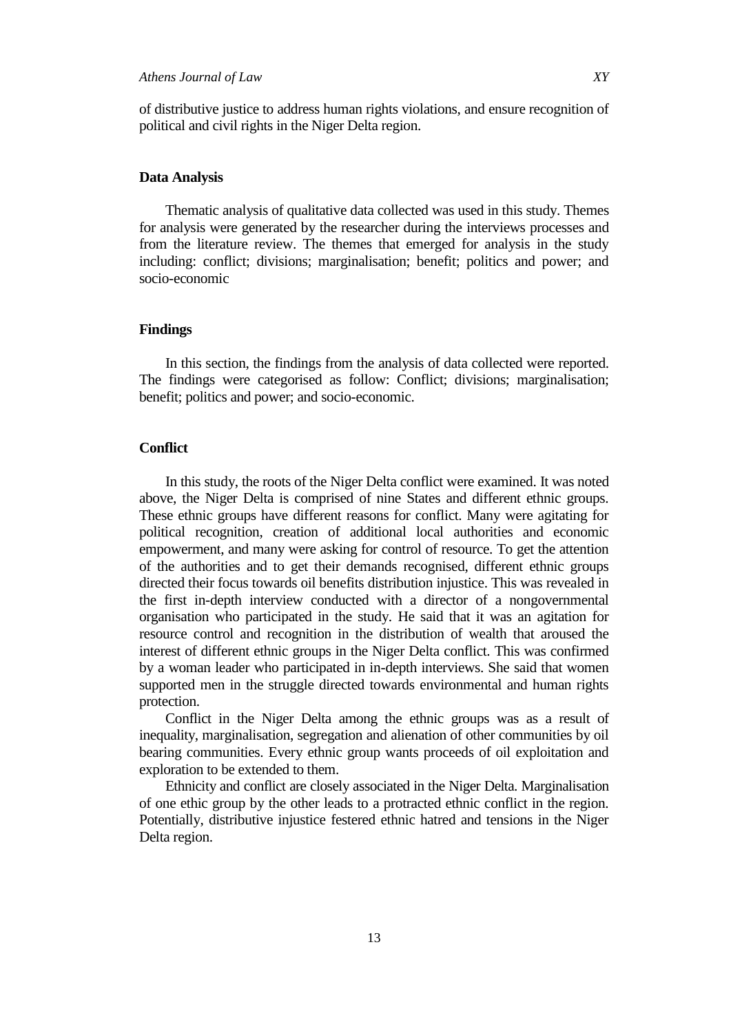of distributive justice to address human rights violations, and ensure recognition of political and civil rights in the Niger Delta region.

### Data Analysis

Thematic analysis of qualitative data collected was used in this study. Themes for analysis were generated by the researcher during the interviews processes and from the literature review. The themes that emerged for analysis in the study including: conflict; divisions; marginalisation; benefit; politics and power; and socio-economic

### Findings

In this section, the findings from the analysis of data collected were reported. The findings were categorised as follow: Conflict; divisions; marginalisation; benefit; politics and power; and socio-economic.

### Conflict

In this study, the roots of the Niger Delta conflict were examined. It was noted above, the Niger Delta is comprised of nine States and different ethnic groups. These ethnic groups have different reasons for conflict. Many were agitating for political recognition, creation of additional local authorities and economic empowerment, and many were asking for control of resource. To get the attention of the authorities and to get their demands recognised, different ethnic groups directed their focus towards oil benefits distribution injustice. This was revealed in the first in-depth interview conducted with a director of a nongovernmental organisation who participated in the study. He said that it was an agitation for resource control and recognition in the distribution of wealth that aroused the interest of different ethnic groups in the Niger Delta conflict. This was confirmed by a woman leader who participated in in-depth interviews. She said that women supported men in the struggle directed towards environmental and human rights protection.

Conflict in the Niger Delta among the ethnic groups was as a result of inequality, marginalisation, segregation and alienation of other communities by oil bearing communities. Every ethnic group wants proceeds of oil exploitation and exploration to be extended to them.

Ethnicity and conflict are closely associated in the Niger Delta. Marginalisation of one ethic group by the other leads to a protracted ethnic conflict in the region. Potentially, distributive injustice festered ethnic hatred and tensions in the Niger Delta region.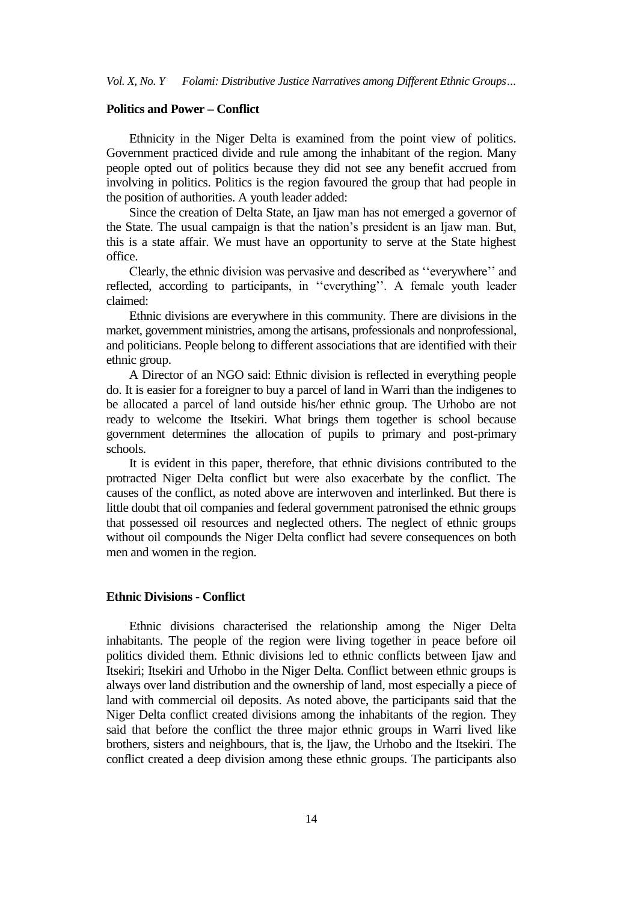## Politics and Power – Conflict

Ethnicity in the Niger Delta is examined from the point view of politics. Government practiced divide and rule among the inhabitant of the region. Many people opted out of politics because they did not see any benefit accrued from involving in politics. Politics is the region favoured the group that had people in the position of authorities. A youth leader added:

Since the creation of Delta State, an Ijaw man has not emerged a governor of the State. The usual campaign is that the nation's president is an Ijaw man. But, this is a state affair. We must have an opportunity to serve at the State highest office.

Clearly, the ethnic division was pervasive and described as ''everywhere'' and reflected, according to participants, in ''everything''. A female youth leader claimed:

Ethnic divisions are everywhere in this community. There are divisions in the market, government ministries, among the artisans, professionals and nonprofessional, and politicians. People belong to different associations that are identified with their ethnic group.

A Director of an NGO said: Ethnic division is reflected in everything people do. It is easier for a foreigner to buy a parcel of land in Warri than the indigenes to be allocated a parcel of land outside his/her ethnic group. The Urhobo are not ready to welcome the Itsekiri. What brings them together is school because government determines the allocation of pupils to primary and post-primary schools.

It is evident in this paper, therefore, that ethnic divisions contributed to the protracted Niger Delta conflict but were also exacerbate by the conflict. The causes of the conflict, as noted above are interwoven and interlinked. But there is little doubt that oil companies and federal government patronised the ethnic groups that possessed oil resources and neglected others. The neglect of ethnic groups without oil compounds the Niger Delta conflict had severe consequences on both men and women in the region.

## Ethnic Divisions - Conflict

Ethnic divisions characterised the relationship among the Niger Delta inhabitants. The people of the region were living together in peace before oil politics divided them. Ethnic divisions led to ethnic conflicts between Ijaw and Itsekiri; Itsekiri and Urhobo in the Niger Delta. Conflict between ethnic groups is always over land distribution and the ownership of land, most especially a piece of land with commercial oil deposits. As noted above, the participants said that the Niger Delta conflict created divisions among the inhabitants of the region. They said that before the conflict the three major ethnic groups in Warri lived like brothers, sisters and neighbours, that is, the Ijaw, the Urhobo and the Itsekiri. The conflict created a deep division among these ethnic groups. The participants also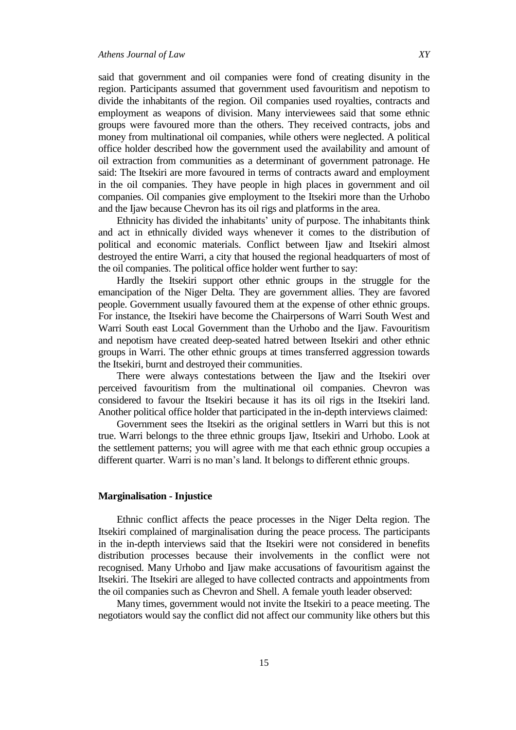said that government and oil companies were fond of creating disunity in the region. Participants assumed that government used favouritism and nepotism to divide the inhabitants of the region. Oil companies used royalties, contracts and employment as weapons of division. Many interviewees said that some ethnic groups were favoured more than the others. They received contracts, jobs and money from multinational oil companies, while others were neglected. A political office holder described how the government used the availability and amount of oil extraction from communities as a determinant of government patronage. He said: The Itsekiri are more favoured in terms of contracts award and employment in the oil companies. They have people in high places in government and oil companies. Oil companies give employment to the Itsekiri more than the Urhobo and the Ijaw because Chevron has its oil rigs and platforms in the area.

Ethnicity has divided the inhabitants' unity of purpose. The inhabitants think and act in ethnically divided ways whenever it comes to the distribution of political and economic materials. Conflict between Ijaw and Itsekiri almost destroyed the entire Warri, a city that housed the regional headquarters of most of the oil companies. The political office holder went further to say:

Hardly the Itsekiri support other ethnic groups in the struggle for the emancipation of the Niger Delta. They are government allies. They are favored people. Government usually favoured them at the expense of other ethnic groups. For instance, the Itsekiri have become the Chairpersons of Warri South West and Warri South east Local Government than the Urhobo and the Ijaw. Favouritism and nepotism have created deep-seated hatred between Itsekiri and other ethnic groups in Warri. The other ethnic groups at times transferred aggression towards the Itsekiri, burnt and destroyed their communities.

There were always contestations between the Ijaw and the Itsekiri over perceived favouritism from the multinational oil companies. Chevron was considered to favour the Itsekiri because it has its oil rigs in the Itsekiri land. Another political office holder that participated in the in-depth interviews claimed:

Government sees the Itsekiri as the original settlers in Warri but this is not true. Warri belongs to the three ethnic groups Ijaw, Itsekiri and Urhobo. Look at the settlement patterns; you will agree with me that each ethnic group occupies a different quarter. Warri is no man's land. It belongs to different ethnic groups.

### Marginalisation - Injustice

Ethnic conflict affects the peace processes in the Niger Delta region. The Itsekiri complained of marginalisation during the peace process. The participants in the in-depth interviews said that the Itsekiri were not considered in benefits distribution processes because their involvements in the conflict were not recognised. Many Urhobo and Ijaw make accusations of favouritism against the Itsekiri. The Itsekiri are alleged to have collected contracts and appointments from the oil companies such as Chevron and Shell. A female youth leader observed:

Many times, government would not invite the Itsekiri to a peace meeting. The negotiators would say the conflict did not affect our community like others but this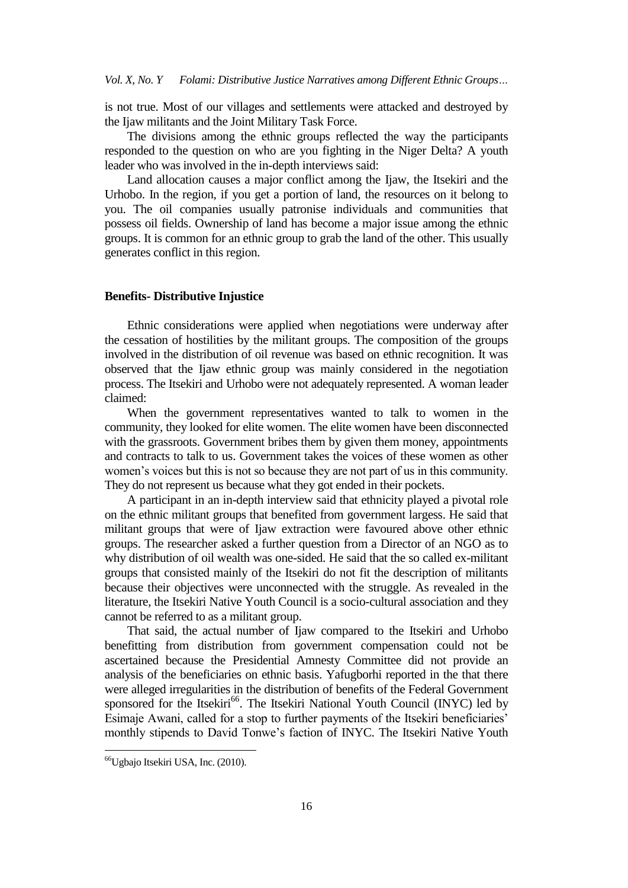is not true. Most of our villages and settlements were attacked and destroyed by the Ijaw militants and the Joint Military Task Force.

The divisions among the ethnic groups reflected the way the participants responded to the question on who are you fighting in the Niger Delta? A youth leader who was involved in the in-depth interviews said:

Land allocation causes a major conflict among the Ijaw, the Itsekiri and the Urhobo. In the region, if you get a portion of land, the resources on it belong to you. The oil companies usually patronise individuals and communities that possess oil fields. Ownership of land has become a major issue among the ethnic groups. It is common for an ethnic group to grab the land of the other. This usually generates conflict in this region.

**Benefits- Distributive Injustice**

Ethnic considerations were applied when negotiations were underway after the cessation of hostilities by the militant groups. The composition of the groups involved in the distribution of oil revenue was based on ethnic recognition. It was observed that the Ijaw ethnic group was mainly considered in the negotiation process. The Itsekiri and Urhobo were not adequately represented. A woman leader claimed:

When the government representatives wanted to talk to women in the community, they looked for elite women. The elite women have been disconnected with the grassroots. Government bribes them by given them money, appointments and contracts to talk to us. Government takes the voices of these women as other women's voices but this is not so because they are not part of us in this community. They do not represent us because what they got ended in their pockets.

A participant in an in-depth interview said that ethnicity played a pivotal role on the ethnic militant groups that benefited from government largess. He said that militant groups that were of Ijaw extraction were favoured above other ethnic groups. The researcher asked a further question from a Director of an NGO as to why distribution of oil wealth was one-sided. He said that the so called ex-militant groups that consisted mainly of the Itsekiri do not fit the description of militants because their objectives were unconnected with the struggle. As revealed in the literature, the Itsekiri Native Youth Council is a socio-cultural association and they cannot be referred to as a militant group.

That said, the actual number of Ijaw compared to the Itsekiri and Urhobo benefitting from distribution from government compensation could not be ascertained because the Presidential Amnesty Committee did not provide an analysis of the beneficiaries on ethnic basis. Yafugborhi reported in the that there were alleged irregularities in the distribution of benefits of the Federal Government sponsored for the Itsekiri[66]. The Itsekiri National Youth Council (INYC) led by Esimaje Awani, called for a stop to further payments of the Itsekiri beneficiaries' monthly stipends to David Tonwe's faction of INYC. The Itsekiri Native Youth

[66]Ugbajo Itsekiri USA, Inc. (2010).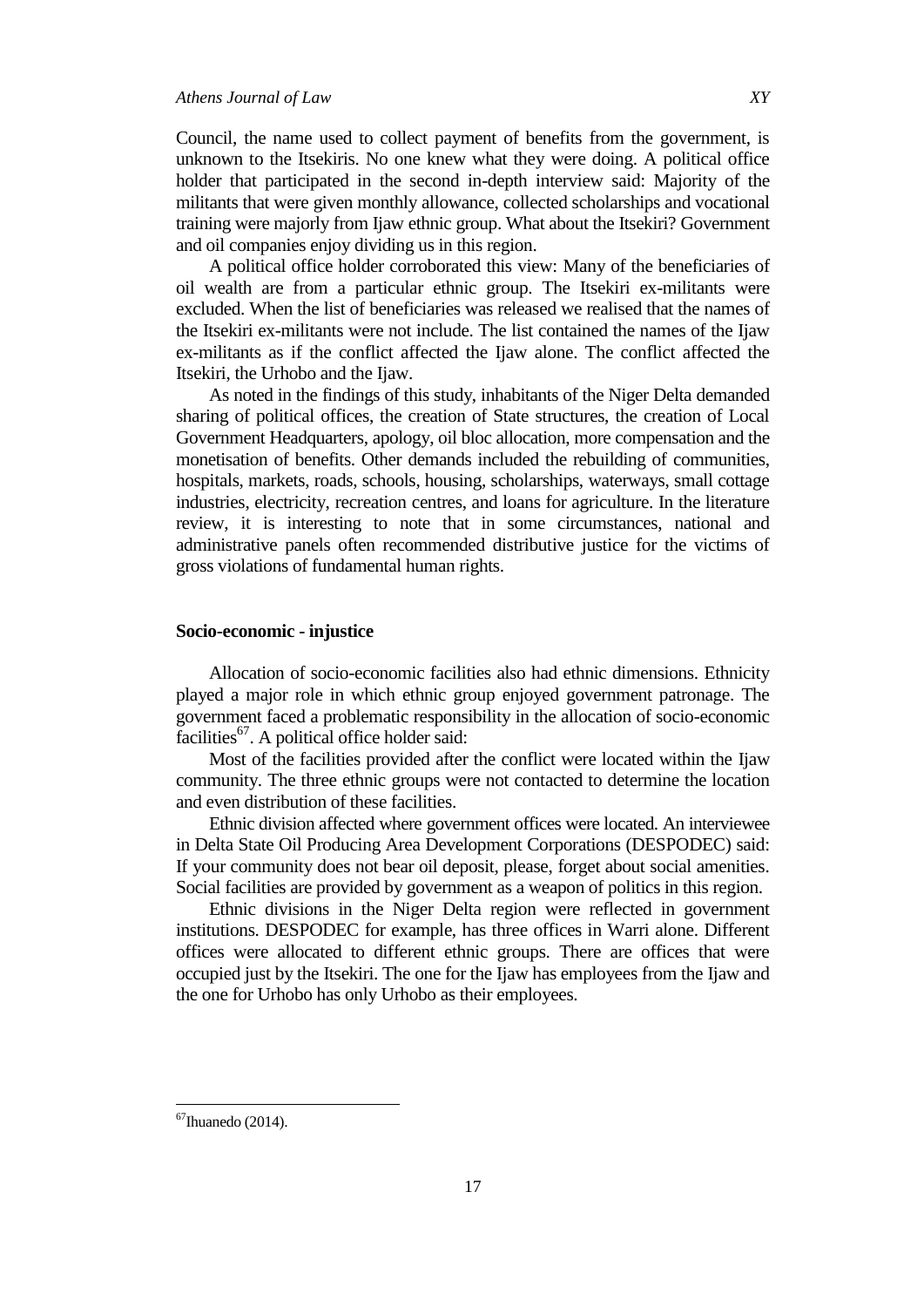Council, the name used to collect payment of benefits from the government, is unknown to the Itsekiris. No one knew what they were doing. A political office holder that participated in the second in-depth interview said: Majority of the militants that were given monthly allowance, collected scholarships and vocational training were majorly from Ijaw ethnic group. What about the Itsekiri? Government and oil companies enjoy dividing us in this region.

A political office holder corroborated this view: Many of the beneficiaries of oil wealth are from a particular ethnic group. The Itsekiri ex-militants were excluded. When the list of beneficiaries was released we realised that the names of the Itsekiri ex-militants were not include. The list contained the names of the Ijaw ex-militants as if the conflict affected the Ijaw alone. The conflict affected the Itsekiri, the Urhobo and the Ijaw.

As noted in the findings of this study, inhabitants of the Niger Delta demanded sharing of political offices, the creation of State structures, the creation of Local Government Headquarters, apology, oil bloc allocation, more compensation and the monetisation of benefits. Other demands included the rebuilding of communities, hospitals, markets, roads, schools, housing, scholarships, waterways, small cottage industries, electricity, recreation centres, and loans for agriculture. In the literature review, it is interesting to note that in some circumstances, national and administrative panels often recommended distributive justice for the victims of gross violations of fundamental human rights.

### Socio-economic - injustice

Allocation of socio-economic facilities also had ethnic dimensions. Ethnicity played a major role in which ethnic group enjoyed government patronage. The government faced a problematic responsibility in the allocation of socio-economic facilities[67]. A political office holder said:

Most of the facilities provided after the conflict were located within the Ijaw community. The three ethnic groups were not contacted to determine the location and even distribution of these facilities.

Ethnic division affected where government offices were located. An interviewee in Delta State Oil Producing Area Development Corporations (DESPODEC) said: If your community does not bear oil deposit, please, forget about social amenities. Social facilities are provided by government as a weapon of politics in this region.

Ethnic divisions in the Niger Delta region were reflected in government institutions. DESPODEC for example, has three offices in Warri alone. Different offices were allocated to different ethnic groups. There are offices that were occupied just by the Itsekiri. The one for the Ijaw has employees from the Ijaw and the one for Urhobo has only Urhobo as their employees.

---

[67] Ihuanedo (2014).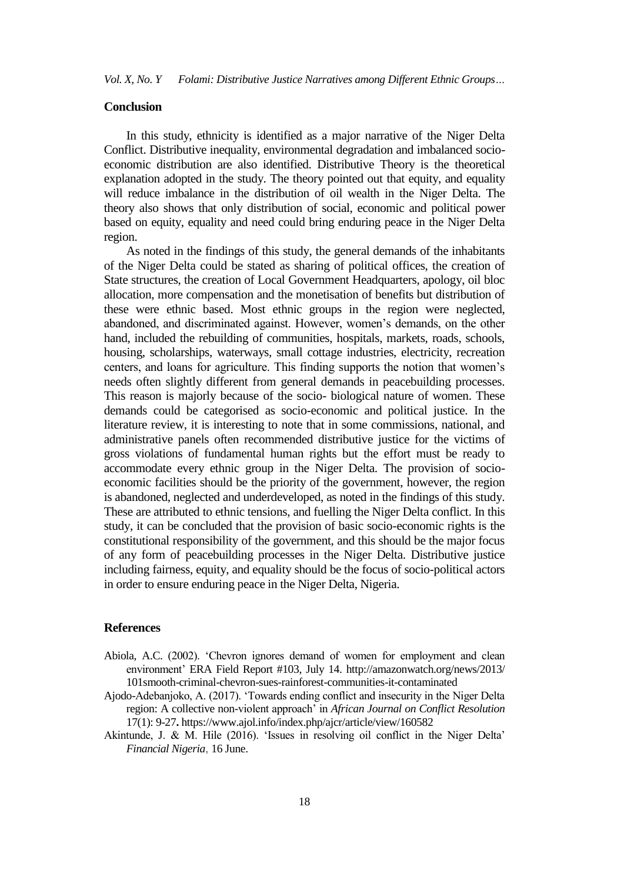## Conclusion

In this study, ethnicity is identified as a major narrative of the Niger Delta Conflict. Distributive inequality, environmental degradation and imbalanced socio-economic distribution are also identified. Distributive Theory is the theoretical explanation adopted in the study. The theory pointed out that equity, and equality will reduce imbalance in the distribution of oil wealth in the Niger Delta. The theory also shows that only distribution of social, economic and political power based on equity, equality and need could bring enduring peace in the Niger Delta region.

As noted in the findings of this study, the general demands of the inhabitants of the Niger Delta could be stated as sharing of political offices, the creation of State structures, the creation of Local Government Headquarters, apology, oil bloc allocation, more compensation and the monetisation of benefits but distribution of these were ethnic based. Most ethnic groups in the region were neglected, abandoned, and discriminated against. However, women's demands, on the other hand, included the rebuilding of communities, hospitals, markets, roads, schools, housing, scholarships, waterways, small cottage industries, electricity, recreation centers, and loans for agriculture. This finding supports the notion that women's needs often slightly different from general demands in peacebuilding processes. This reason is majorly because of the socio- biological nature of women. These demands could be categorised as socio-economic and political justice. In the literature review, it is interesting to note that in some commissions, national, and administrative panels often recommended distributive justice for the victims of gross violations of fundamental human rights but the effort must be ready to accommodate every ethnic group in the Niger Delta. The provision of socio-economic facilities should be the priority of the government, however, the region is abandoned, neglected and underdeveloped, as noted in the findings of this study. These are attributed to ethnic tensions, and fuelling the Niger Delta conflict. In this study, it can be concluded that the provision of basic socio-economic rights is the constitutional responsibility of the government, and this should be the major focus of any form of peacebuilding processes in the Niger Delta. Distributive justice including fairness, equity, and equality should be the focus of socio-political actors in order to ensure enduring peace in the Niger Delta, Nigeria.

## References

Abiola, A.C. (2002). 'Chevron ignores demand of women for employment and clean environment' ERA Field Report #103, July 14. http://amazonwatch.org/news/2013/101smooth-criminal-chevron-sues-rainforest-communities-it-contaminated

Ajodo-Adebanjoko, A. (2017). 'Towards ending conflict and insecurity in the Niger Delta region: A collective non-violent approach' in *African Journal on Conflict Resolution* 17(1): 9-27**.** https://www.ajol.info/index.php/ajcr/article/view/160582

Akintunde, J. & M. Hile (2016). 'Issues in resolving oil conflict in the Niger Delta' *Financial Nigeria*, 16 June.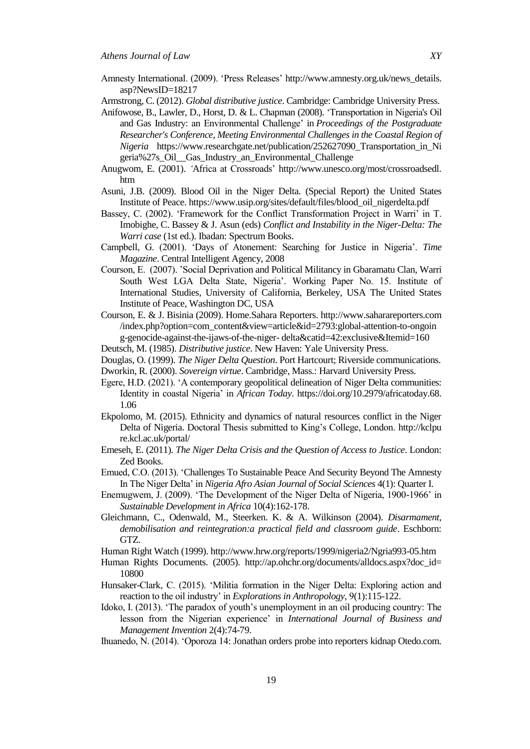Amnesty International. (2009). 'Press Releases' http://www.amnesty.org.uk/news_details.asp?NewsID=18217

Armstrong, C. (2012). *Global distributive justice*. Cambridge: Cambridge University Press.

Anifowose, B., Lawler, D., Horst, D. & L. Chapman (2008). 'Transportation in Nigeria's Oil and Gas Industry: an Environmental Challenge' in *Proceedings of the Postgraduate Researcher's Conference, Meeting Environmental Challenges in the Coastal Region of Nigeria* https://www.researchgate.net/publication/252627090_Transportation_in_Nigeria%27s_Oil__Gas_Industry_an_Environmental_Challenge

Anugwom, E. (2001). 'Africa at Crossroads' http://www.unesco.org/most/crossroadsedl.htm

Asuni, J.B. (2009). Blood Oil in the Niger Delta. (Special Report) the United States Institute of Peace. https://www.usip.org/sites/default/files/blood_oil_nigerdelta.pdf

Bassey, C. (2002). 'Framework for the Conflict Transformation Project in Warri' in T. Imobighe, C. Bassey & J. Asun (eds) *Conflict and Instability in the Niger-Delta: The Warri case* (1st ed.). Ibadan: Spectrum Books.

Campbell, G. (2001). 'Days of Atonement: Searching for Justice in Nigeria'. *Time Magazine*. Central Intelligent Agency, 2008

Courson, E. (2007). 'Social Deprivation and Political Militancy in Gbaramatu Clan, Warri South West LGA Delta State, Nigeria'. Working Paper No. 15. Institute of International Studies, University of California, Berkeley, USA The United States Institute of Peace, Washington DC, USA

Courson, E. & J. Bisinia (2009). Home.Sahara Reporters. http://www.saharareporters.com/index.php?option=com_content&view=article&id=2793:global-attention-to-ongoing-genocide-against-the-ijaws-of-the-niger- delta&catid=42:exclusive&Itemid=160

Deutsch, M. (1985). *Distributive justice*. New Haven: Yale University Press.

Douglas, O. (1999). *The Niger Delta Question*. Port Hartcourt; Riverside communications.

Dworkin, R. (2000). *Sovereign virtue*. Cambridge, Mass.: Harvard University Press.

Egere, H.D. (2021). 'A contemporary geopolitical delineation of Niger Delta communities: Identity in coastal Nigeria' in *African Today*. https://doi.org/10.2979/africatoday.68.1.06

Ekpolomo, M. (2015). Ethnicity and dynamics of natural resources conflict in the Niger Delta of Nigeria. Doctoral Thesis submitted to King's College, London. http://kclpure.kcl.ac.uk/portal/

Emeseh, E. (2011). *The Niger Delta Crisis and the Question of Access to Justice*. London: Zed Books.

Emued, C.O. (2013). 'Challenges To Sustainable Peace And Security Beyond The Amnesty In The Niger Delta' in *Nigeria Afro Asian Journal of Social Sciences* 4(1): Quarter I.

Enemugwem, J. (2009). 'The Development of the Niger Delta of Nigeria, 1900-1966' in *Sustainable Development in Africa* 10(4):162-178.

Gleichmann, C., Odenwald, M., Steerken. K. & A. Wilkinson (2004). *Disarmament, demobilisation and reintegration:a practical field and classroom guide*. Eschborn: GTZ.

Human Right Watch (1999). http://www.hrw.org/reports/1999/nigeria2/Ngria993-05.htm

Human Rights Documents. (2005). http://ap.ohchr.org/documents/alldocs.aspx?doc_id=10800

Hunsaker-Clark, C. (2015). 'Militia formation in the Niger Delta: Exploring action and reaction to the oil industry' in *Explorations in Anthropology*, 9(1):115-122.

Idoko, I. (2013). 'The paradox of youth's unemployment in an oil producing country: The lesson from the Nigerian experience' in *International Journal of Business and Management Invention* 2(4):74-79.

Ihuanedo, N. (2014). 'Oporoza 14: Jonathan orders probe into reporters kidnap Otedo.com.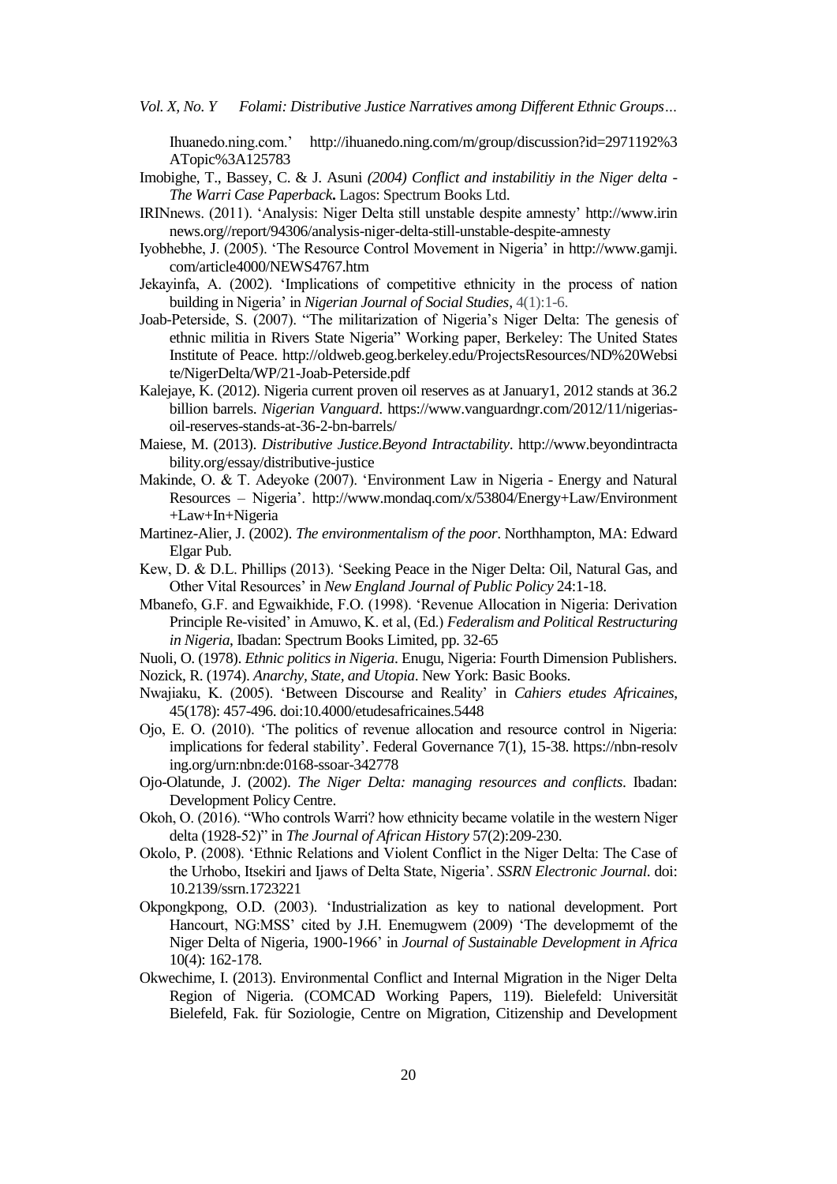Ihuanedo.ning.com.' http://ihuanedo.ning.com/m/group/discussion?id=2971192%3ATopic%3A125783

Imobighe, T., Bassey, C. & J. Asuni *(2004) Conflict and instabilitiy in the Niger delta - The Warri Case Paperback***.** Lagos: Spectrum Books Ltd.

IRINnews. (2011). 'Analysis: Niger Delta still unstable despite amnesty' http://www.irinnews.org//report/94306/analysis-niger-delta-still-unstable-despite-amnesty

Iyobhebhe, J. (2005). 'The Resource Control Movement in Nigeria' in http://www.gamji.com/article4000/NEWS4767.htm

Jekayinfa, A. (2002). 'Implications of competitive ethnicity in the process of nation building in Nigeria' in *Nigerian Journal of Social Studies*, 4(1):1-6.

Joab-Peterside, S. (2007). "The militarization of Nigeria's Niger Delta: The genesis of ethnic militia in Rivers State Nigeria" Working paper, Berkeley: The United States Institute of Peace. http://oldweb.geog.berkeley.edu/ProjectsResources/ND%20Website/NigerDelta/WP/21-Joab-Peterside.pdf

Kalejaye, K. (2012). Nigeria current proven oil reserves as at January1, 2012 stands at 36.2 billion barrels. *Nigerian Vanguard*. https://www.vanguardngr.com/2012/11/nigerias-oil-reserves-stands-at-36-2-bn-barrels/

Maiese, M. (2013). *Distributive Justice.Beyond Intractability*. http://www.beyondintractability.org/essay/distributive-justice

Makinde, O. & T. Adeyoke (2007). 'Environment Law in Nigeria - Energy and Natural Resources – Nigeria'. http://www.mondaq.com/x/53804/Energy+Law/Environment+Law+In+Nigeria

Martinez-Alier, J. (2002). *The environmentalism of the poor*. Northhampton, MA: Edward Elgar Pub.

Kew, D. & D.L. Phillips (2013). 'Seeking Peace in the Niger Delta: Oil, Natural Gas, and Other Vital Resources' in *New England Journal of Public Policy* 24:1-18.

Mbanefo, G.F. and Egwaikhide, F.O. (1998). 'Revenue Allocation in Nigeria: Derivation Principle Re-visited' in Amuwo, K. et al, (Ed.) *Federalism and Political Restructuring in Nigeria*, Ibadan: Spectrum Books Limited, pp. 32-65

Nuoli, O. (1978). *Ethnic politics in Nigeria*. Enugu, Nigeria: Fourth Dimension Publishers.

Nozick, R. (1974). *Anarchy, State, and Utopia*. New York: Basic Books.

Nwajiaku, K. (2005). 'Between Discourse and Reality' in *Cahiers etudes Africaines*, 45(178): 457-496. doi:10.4000/etudesafricaines.5448

Ojo, E. O. (2010). 'The politics of revenue allocation and resource control in Nigeria: implications for federal stability'. Federal Governance 7(1), 15-38. https://nbn-resolving.org/urn:nbn:de:0168-ssoar-342778

Ojo-Olatunde, J. (2002). *The Niger Delta: managing resources and conflicts*. Ibadan: Development Policy Centre.

Okoh, O. (2016). "Who controls Warri? how ethnicity became volatile in the western Niger delta (1928-52)" in *The Journal of African History* 57(2):209-230.

Okolo, P. (2008). 'Ethnic Relations and Violent Conflict in the Niger Delta: The Case of the Urhobo, Itsekiri and Ijaws of Delta State, Nigeria'. *SSRN Electronic Journal*. doi: 10.2139/ssrn.1723221

Okpongkpong, O.D. (2003). 'Industrialization as key to national development. Port Hancourt, NG:MSS' cited by J.H. Enemugwem (2009) 'The developmemt of the Niger Delta of Nigeria, 1900-1966' in *Journal of Sustainable Development in Africa* 10(4): 162-178.

Okwechime, I. (2013). Environmental Conflict and Internal Migration in the Niger Delta Region of Nigeria. (COMCAD Working Papers, 119). Bielefeld: Universität Bielefeld, Fak. für Soziologie, Centre on Migration, Citizenship and Development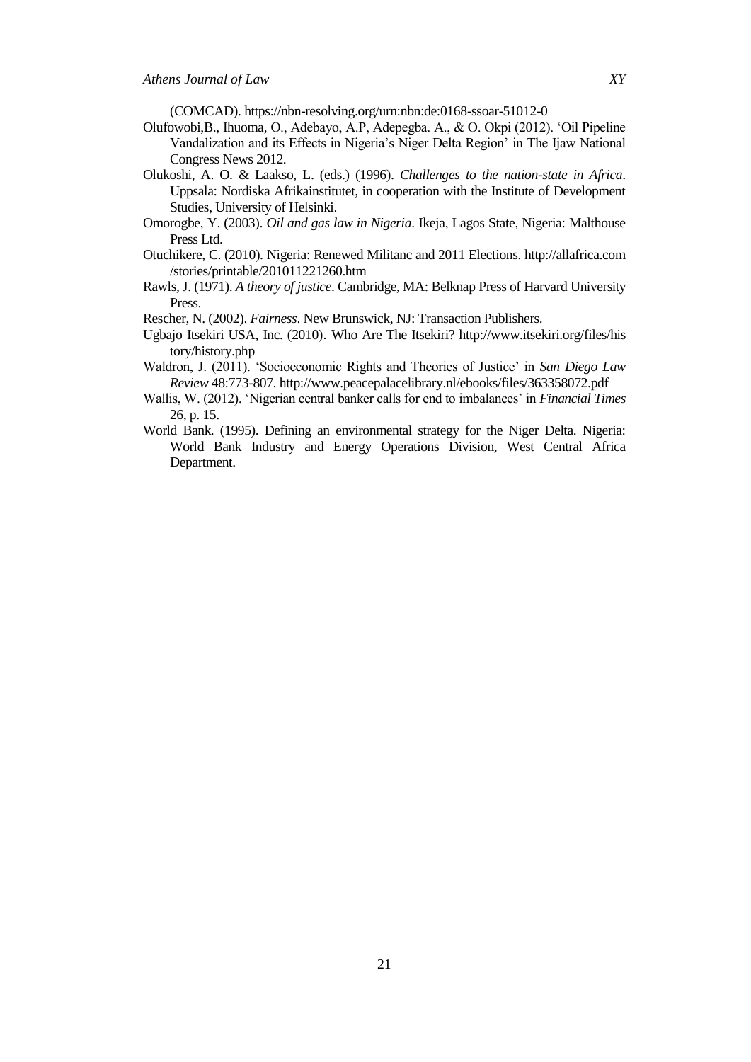(COMCAD). https://nbn-resolving.org/urn:nbn:de:0168-ssoar-51012-0

Olufowobi,B., Ihuoma, O., Adebayo, A.P, Adepegba. A., & O. Okpi (2012). 'Oil Pipeline Vandalization and its Effects in Nigeria's Niger Delta Region' in The Ijaw National Congress News 2012.

Olukoshi, A. O. & Laakso, L. (eds.) (1996). *Challenges to the nation-state in Africa*. Uppsala: Nordiska Afrikainstitutet, in cooperation with the Institute of Development Studies, University of Helsinki.

Omorogbe, Y. (2003). *Oil and gas law in Nigeria*. Ikeja, Lagos State, Nigeria: Malthouse Press Ltd.

Otuchikere, C. (2010). Nigeria: Renewed Militanc and 2011 Elections. http://allafrica.com /stories/printable/201011221260.htm

Rawls, J. (1971). *A theory of justice*. Cambridge, MA: Belknap Press of Harvard University Press.

Rescher, N. (2002). *Fairness*. New Brunswick, NJ: Transaction Publishers.

Ugbajo Itsekiri USA, Inc. (2010). Who Are The Itsekiri? http://www.itsekiri.org/files/history/history.php

Waldron, J. (2011). 'Socioeconomic Rights and Theories of Justice' in *San Diego Law Review* 48:773-807. http://www.peacepalacelibrary.nl/ebooks/files/363358072.pdf

Wallis, W. (2012). 'Nigerian central banker calls for end to imbalances' in *Financial Times* 26, p. 15.

World Bank. (1995). Defining an environmental strategy for the Niger Delta. Nigeria: World Bank Industry and Energy Operations Division, West Central Africa Department.